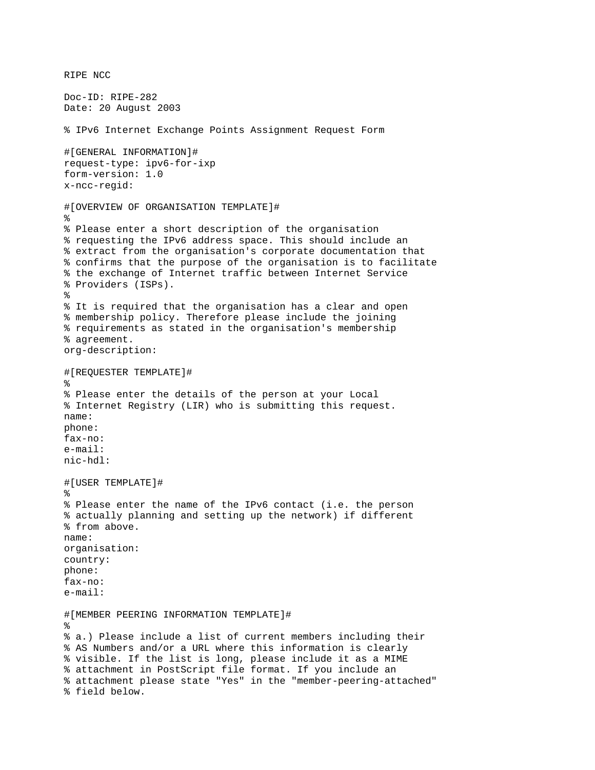RIPE NCC

Doc-ID: RIPE-282
Date: 20 August 2003

```
% IPv6 Internet Exchange Points Assignment Request Form

#[GENERAL INFORMATION]#
request-type: ipv6-for-ixp
form-version: 1.0
x-ncc-regid:

#[OVERVIEW OF ORGANISATION TEMPLATE]#
%
% Please enter a short description of the organisation
% requesting the IPv6 address space. This should include an
% extract from the organisation's corporate documentation that
% confirms that the purpose of the organisation is to facilitate
% the exchange of Internet traffic between Internet Service
% Providers (ISPs).
%
% It is required that the organisation has a clear and open
% membership policy. Therefore please include the joining
% requirements as stated in the organisation's membership
% agreement.
org-description:

#[REQUESTER TEMPLATE]#
%
% Please enter the details of the person at your Local
% Internet Registry (LIR) who is submitting this request.
name:
phone:
fax-no:
e-mail:
nic-hdl:

#[USER TEMPLATE]#
%
% Please enter the name of the IPv6 contact (i.e. the person
% actually planning and setting up the network) if different
% from above.
name:
organisation:
country:
phone:
fax-no:
e-mail:

#[MEMBER PEERING INFORMATION TEMPLATE]#
%
% a.) Please include a list of current members including their
% AS Numbers and/or a URL where this information is clearly
% visible. If the list is long, please include it as a MIME
% attachment in PostScript file format. If you include an
% attachment please state "Yes" in the "member-peering-attached"
% field below.
```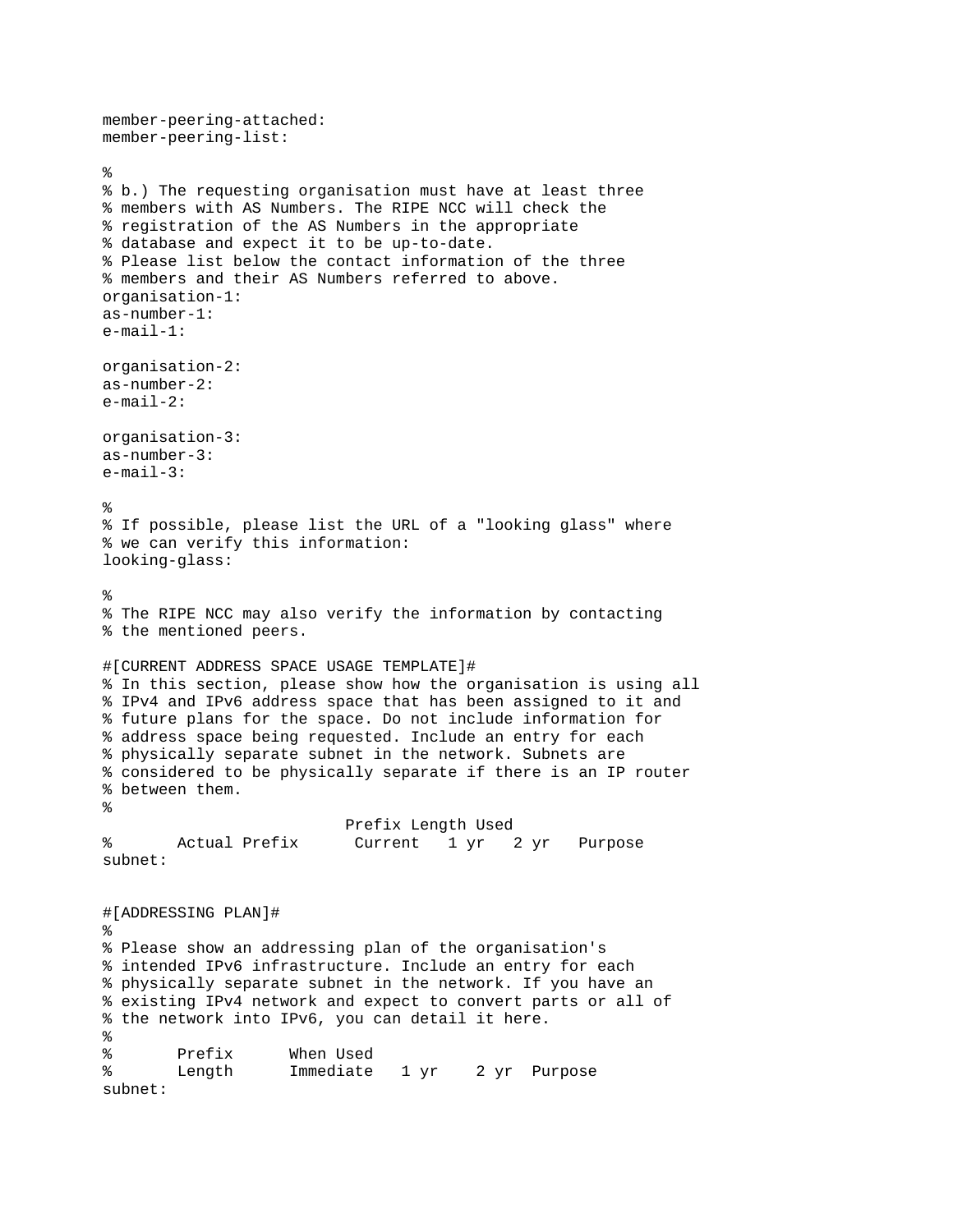```
member-peering-attached:
member-peering-list:

%
% b.) The requesting organisation must have at least three
% members with AS Numbers. The RIPE NCC will check the
% registration of the AS Numbers in the appropriate
% database and expect it to be up-to-date.
% Please list below the contact information of the three
% members and their AS Numbers referred to above.
organisation-1:
as-number-1:
e-mail-1:

organisation-2:
as-number-2:
e-mail-2:

organisation-3:
as-number-3:
e-mail-3:

%
% If possible, please list the URL of a "looking glass" where
% we can verify this information:
looking-glass:

%
% The RIPE NCC may also verify the information by contacting
% the mentioned peers.

#[CURRENT ADDRESS SPACE USAGE TEMPLATE]#
% In this section, please show how the organisation is using all
% IPv4 and IPv6 address space that has been assigned to it and
% future plans for the space. Do not include information for
% address space being requested. Include an entry for each
% physically separate subnet in the network. Subnets are
% considered to be physically separate if there is an IP router
% between them.
%
                          Prefix Length Used
%       Actual Prefix      Current   1 yr   2 yr   Purpose
subnet:


#[ADDRESSING PLAN]#
%
% Please show an addressing plan of the organisation's
% intended IPv6 infrastructure. Include an entry for each
% physically separate subnet in the network. If you have an
% existing IPv4 network and expect to convert parts or all of
% the network into IPv6, you can detail it here.
%
%       Prefix      When Used
%       Length      Immediate   1 yr    2 yr  Purpose
subnet:
```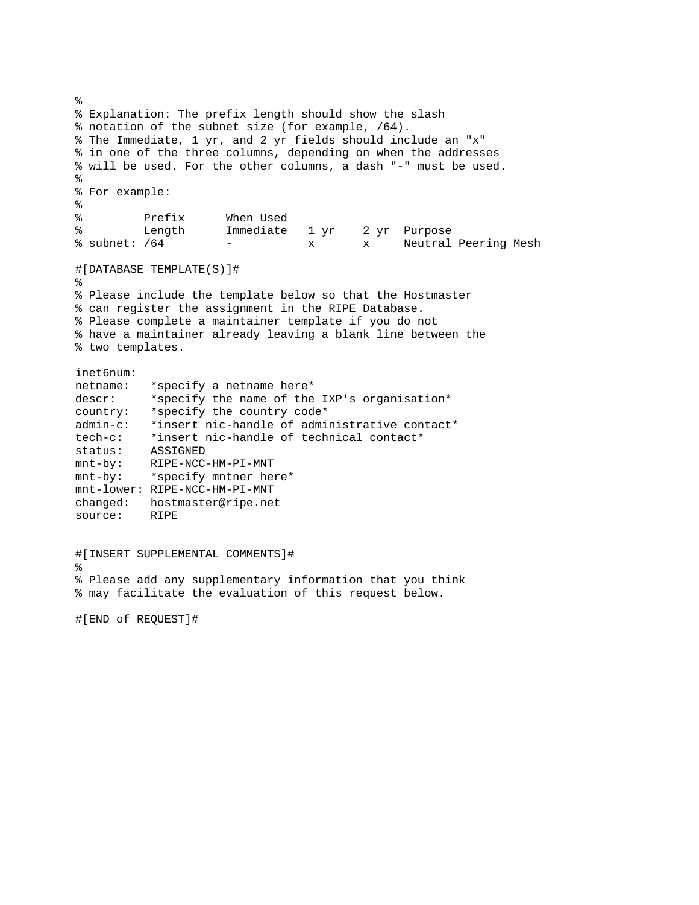```
%
% Explanation: The prefix length should show the slash
% notation of the subnet size (for example, /64).
% The Immediate, 1 yr, and 2 yr fields should include an "x"
% in one of the three columns, depending on when the addresses
% will be used. For the other columns, a dash "-" must be used.
%
% For example:
%
%         Prefix      When Used
%         Length      Immediate   1 yr    2 yr  Purpose
% subnet: /64         -           x       x     Neutral Peering Mesh

#[DATABASE TEMPLATE(S)]#
%
% Please include the template below so that the Hostmaster
% can register the assignment in the RIPE Database.
% Please complete a maintainer template if you do not
% have a maintainer already leaving a blank line between the
% two templates.

inet6num:
netname:   *specify a netname here*
descr:     *specify the name of the IXP's organisation*
country:   *specify the country code*
admin-c:   *insert nic-handle of administrative contact*
tech-c:    *insert nic-handle of technical contact*
status:    ASSIGNED
mnt-by:    RIPE-NCC-HM-PI-MNT
mnt-by:    *specify mntner here*
mnt-lower: RIPE-NCC-HM-PI-MNT
changed:   hostmaster@ripe.net
source:    RIPE


#[INSERT SUPPLEMENTAL COMMENTS]#
%
% Please add any supplementary information that you think
% may facilitate the evaluation of this request below.

#[END of REQUEST]#
```